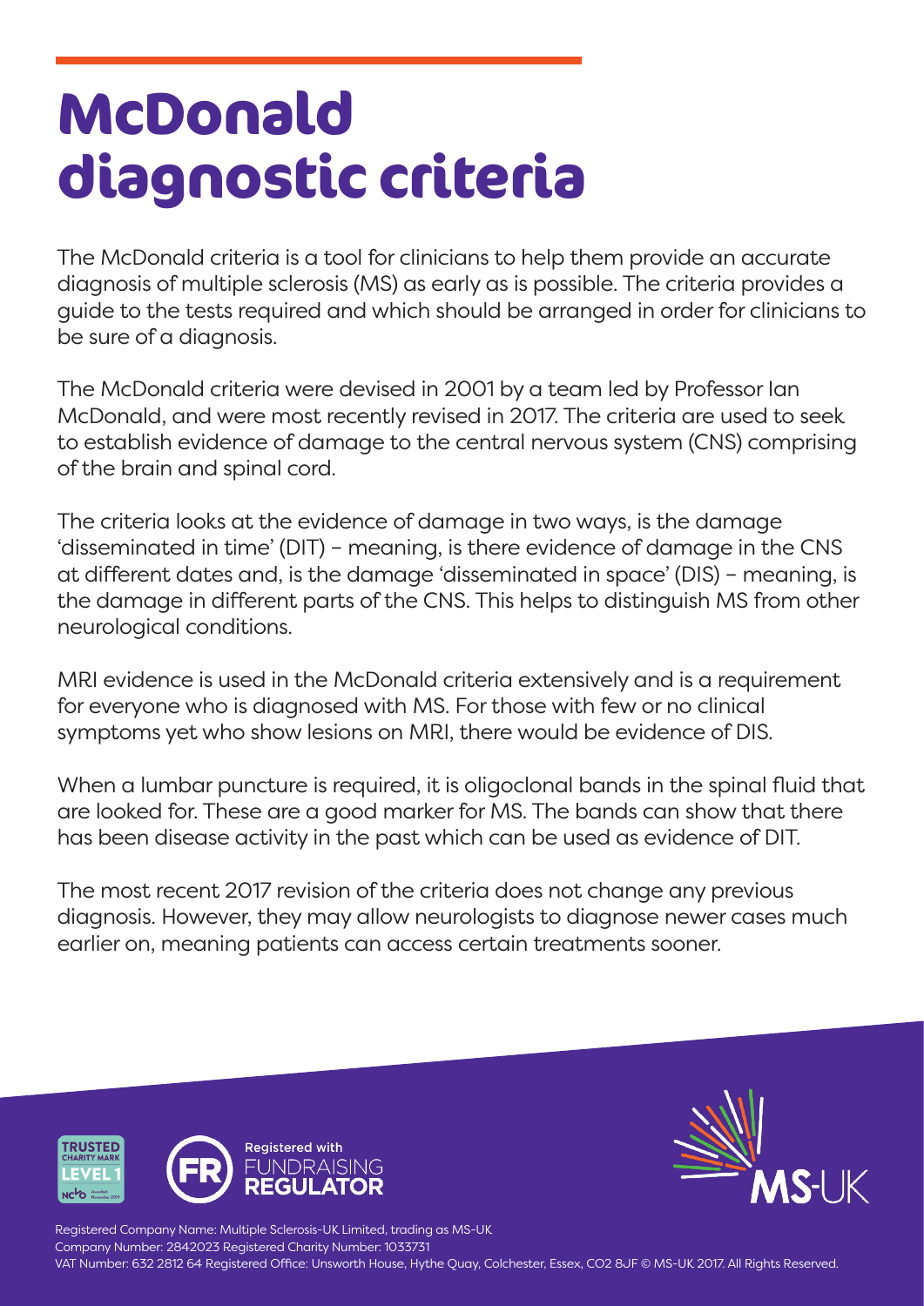# McDonald diagnostic criteria

The McDonald criteria is a tool for clinicians to help them provide an accurate diagnosis of multiple sclerosis (MS) as early as is possible. The criteria provides a guide to the tests required and which should be arranged in order for clinicians to be sure of a diagnosis.

The McDonald criteria were devised in 2001 by a team led by Professor Ian McDonald, and were most recently revised in 2017. The criteria are used to seek to establish evidence of damage to the central nervous system (CNS) comprising of the brain and spinal cord.

The criteria looks at the evidence of damage in two ways, is the damage 'disseminated in time' (DIT) – meaning, is there evidence of damage in the CNS at different dates and, is the damage 'disseminated in space' (DIS) – meaning, is the damage in different parts of the CNS. This helps to distinguish MS from other neurological conditions.

MRI evidence is used in the McDonald criteria extensively and is a requirement for everyone who is diagnosed with MS. For those with few or no clinical symptoms yet who show lesions on MRI, there would be evidence of DIS.

When a lumbar puncture is required, it is oligoclonal bands in the spinal fluid that are looked for. These are a good marker for MS. The bands can show that there has been disease activity in the past which can be used as evidence of DIT.

The most recent 2017 revision of the criteria does not change any previous diagnosis. However, they may allow neurologists to diagnose newer cases much earlier on, meaning patients can access certain treatments sooner.

TRUSTED CHARITY MARK LEVEL 1

Registered with FUNDRAISING REGULATOR

MS-UK

Registered Company Name: Multiple Sclerosis-UK Limited, trading as MS-UK
Company Number: 2842023 Registered Charity Number: 1033731
VAT Number: 632 2812 64 Registered Office: Unsworth House, Hythe Quay, Colchester, Essex, CO2 8JF © MS-UK 2017. All Rights Reserved.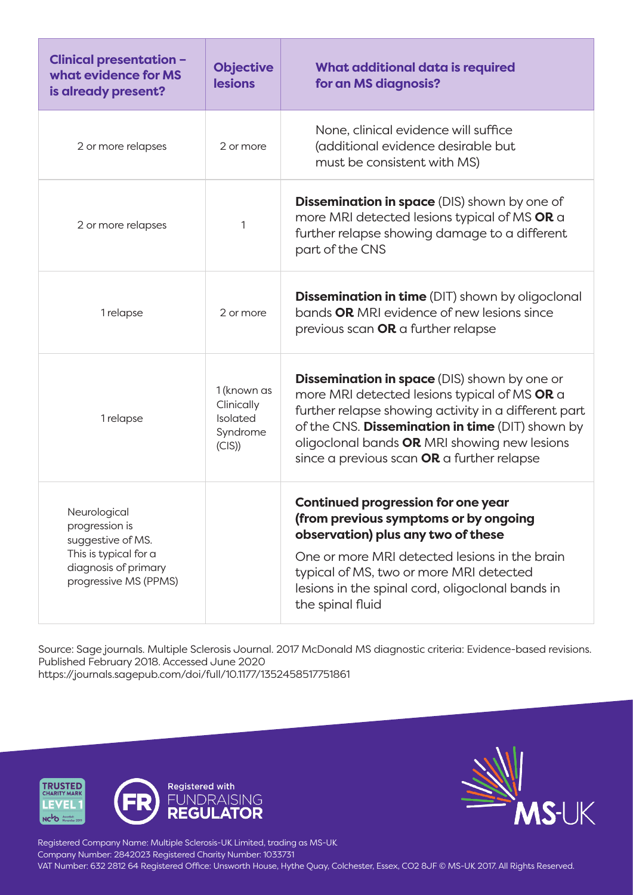| Clinical presentation – what evidence for MS is already present? | Objective lesions | What additional data is required for an MS diagnosis? |
|---|---|---|
| 2 or more relapses | 2 or more | None, clinical evidence will suffice (additional evidence desirable but must be consistent with MS) |
| 2 or more relapses | 1 | **Dissemination in space** (DIS) shown by one of more MRI detected lesions typical of MS **OR** a further relapse showing damage to a different part of the CNS |
| 1 relapse | 2 or more | **Dissemination in time** (DIT) shown by oligoclonal bands **OR** MRI evidence of new lesions since previous scan **OR** a further relapse |
| 1 relapse | 1 (known as Clinically Isolated Syndrome (CIS)) | **Dissemination in space** (DIS) shown by one or more MRI detected lesions typical of MS **OR** a further relapse showing activity in a different part of the CNS. **Dissemination in time** (DIT) shown by oligoclonal bands **OR** MRI showing new lesions since a previous scan **OR** a further relapse |
| Neurological progression is suggestive of MS. This is typical for a diagnosis of primary progressive MS (PPMS) | | **Continued progression for one year (from previous symptoms or by ongoing observation) plus any two of these** One or more MRI detected lesions in the brain typical of MS, two or more MRI detected lesions in the spinal cord, oligoclonal bands in the spinal fluid |

Source: Sage journals. Multiple Sclerosis Journal. 2017 McDonald MS diagnostic criteria: Evidence-based revisions. Published February 2018. Accessed June 2020
https://journals.sagepub.com/doi/full/10.1177/1352458517751861

TRUSTED CHARITY MARK LEVEL 1

Registered with FUNDRAISING REGULATOR

MS-UK

Registered Company Name: Multiple Sclerosis-UK Limited, trading as MS-UK.
Company Number: 2842023 Registered Charity Number: 1033731
VAT Number: 632 2812 64 Registered Office: Unsworth House, Hythe Quay, Colchester, Essex, CO2 8JF © MS-UK 2017. All Rights Reserved.